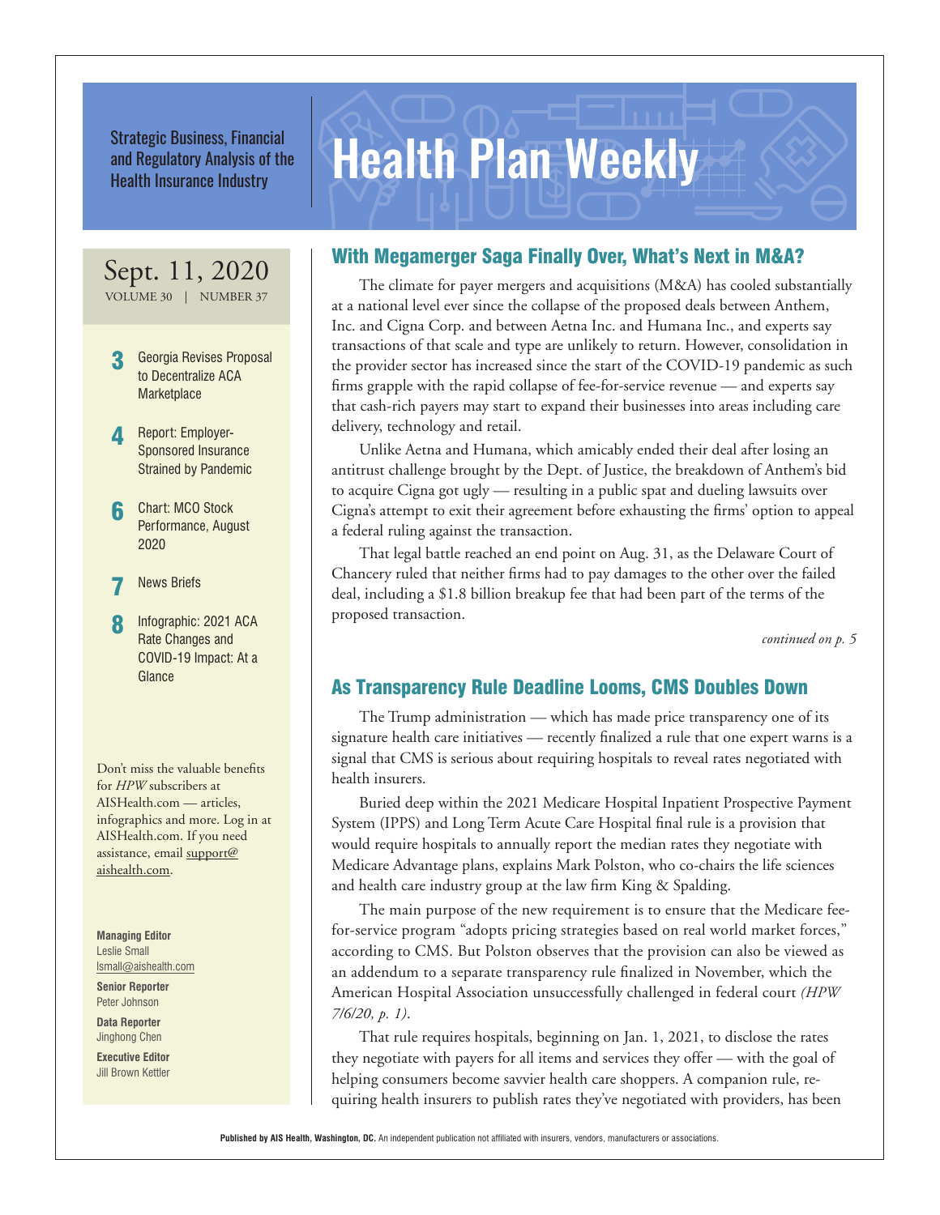Strategic Business, Financial and Regulatory Analysis of the Health Insurance Industry

# Health Plan Weekly

Sept. 11, 2020

VOLUME 30 | NUMBER 37

**3** Georgia Revises Proposal to Decentralize ACA Marketplace

**4** Report: Employer-Sponsored Insurance Strained by Pandemic

**6** Chart: MCO Stock Performance, August 2020

**7** News Briefs

**8** Infographic: 2021 ACA Rate Changes and COVID-19 Impact: At a Glance

Don't miss the valuable benefits for *HPW* subscribers at AISHealth.com — articles, infographics and more. Log in at AISHealth.com. If you need assistance, email support@aishealth.com.

**Managing Editor**
Leslie Small
lsmall@aishealth.com

**Senior Reporter**
Peter Johnson

**Data Reporter**
Jinghong Chen

**Executive Editor**
Jill Brown Kettler

## With Megamerger Saga Finally Over, What's Next in M&A?

The climate for payer mergers and acquisitions (M&A) has cooled substantially at a national level ever since the collapse of the proposed deals between Anthem, Inc. and Cigna Corp. and between Aetna Inc. and Humana Inc., and experts say transactions of that scale and type are unlikely to return. However, consolidation in the provider sector has increased since the start of the COVID-19 pandemic as such firms grapple with the rapid collapse of fee-for-service revenue — and experts say that cash-rich payers may start to expand their businesses into areas including care delivery, technology and retail.

Unlike Aetna and Humana, which amicably ended their deal after losing an antitrust challenge brought by the Dept. of Justice, the breakdown of Anthem's bid to acquire Cigna got ugly — resulting in a public spat and dueling lawsuits over Cigna's attempt to exit their agreement before exhausting the firms' option to appeal a federal ruling against the transaction.

That legal battle reached an end point on Aug. 31, as the Delaware Court of Chancery ruled that neither firms had to pay damages to the other over the failed deal, including a $1.8 billion breakup fee that had been part of the terms of the proposed transaction.

*continued on p. 5*

## As Transparency Rule Deadline Looms, CMS Doubles Down

The Trump administration — which has made price transparency one of its signature health care initiatives — recently finalized a rule that one expert warns is a signal that CMS is serious about requiring hospitals to reveal rates negotiated with health insurers.

Buried deep within the 2021 Medicare Hospital Inpatient Prospective Payment System (IPPS) and Long Term Acute Care Hospital final rule is a provision that would require hospitals to annually report the median rates they negotiate with Medicare Advantage plans, explains Mark Polston, who co-chairs the life sciences and health care industry group at the law firm King & Spalding.

The main purpose of the new requirement is to ensure that the Medicare fee-for-service program "adopts pricing strategies based on real world market forces," according to CMS. But Polston observes that the provision can also be viewed as an addendum to a separate transparency rule finalized in November, which the American Hospital Association unsuccessfully challenged in federal court *(HPW 7/6/20, p. 1)*.

That rule requires hospitals, beginning on Jan. 1, 2021, to disclose the rates they negotiate with payers for all items and services they offer — with the goal of helping consumers become savvier health care shoppers. A companion rule, requiring health insurers to publish rates they've negotiated with providers, has been

**Published by AIS Health, Washington, DC.** An independent publication not affiliated with insurers, vendors, manufacturers or associations.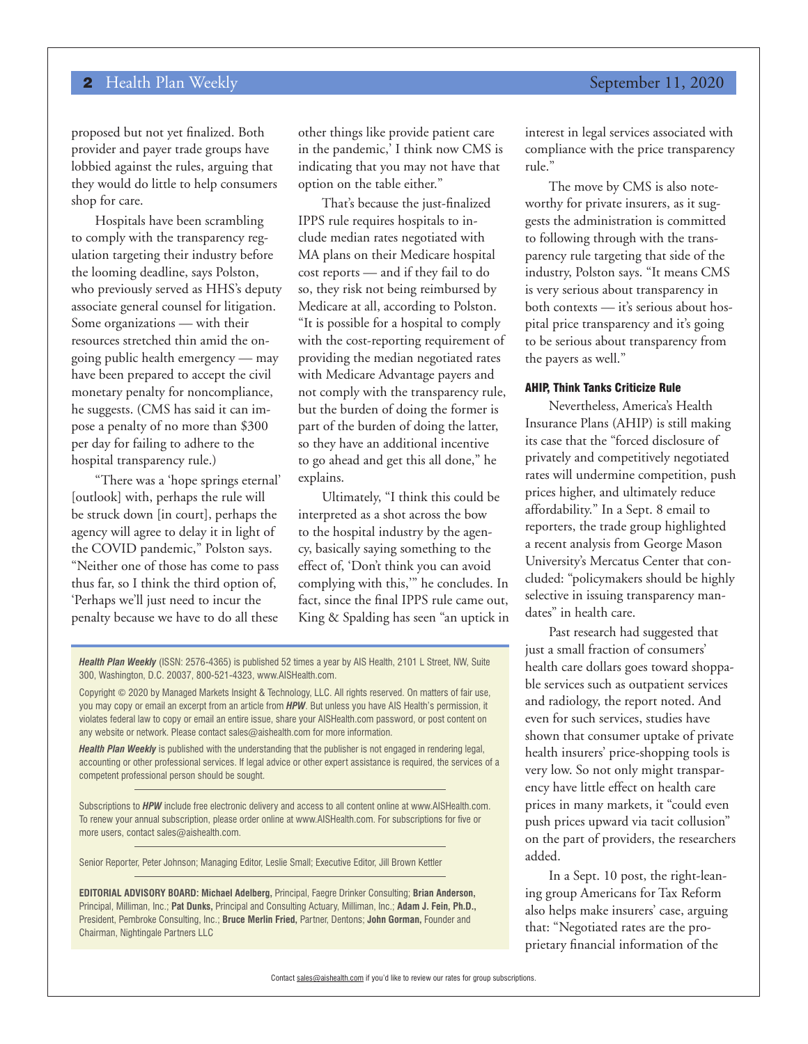proposed but not yet finalized. Both provider and payer trade groups have lobbied against the rules, arguing that they would do little to help consumers shop for care.

Hospitals have been scrambling to comply with the transparency regulation targeting their industry before the looming deadline, says Polston, who previously served as HHS's deputy associate general counsel for litigation. Some organizations — with their resources stretched thin amid the ongoing public health emergency — may have been prepared to accept the civil monetary penalty for noncompliance, he suggests. (CMS has said it can impose a penalty of no more than $300 per day for failing to adhere to the hospital transparency rule.)

"There was a 'hope springs eternal' [outlook] with, perhaps the rule will be struck down [in court], perhaps the agency will agree to delay it in light of the COVID pandemic," Polston says. "Neither one of those has come to pass thus far, so I think the third option of, 'Perhaps we'll just need to incur the penalty because we have to do all these other things like provide patient care in the pandemic,' I think now CMS is indicating that you may not have that option on the table either."

That's because the just-finalized IPPS rule requires hospitals to include median rates negotiated with MA plans on their Medicare hospital cost reports — and if they fail to do so, they risk not being reimbursed by Medicare at all, according to Polston. "It is possible for a hospital to comply with the cost-reporting requirement of providing the median negotiated rates with Medicare Advantage payers and not comply with the transparency rule, but the burden of doing the former is part of the burden of doing the latter, so they have an additional incentive to go ahead and get this all done," he explains.

Ultimately, "I think this could be interpreted as a shot across the bow to the hospital industry by the agency, basically saying something to the effect of, 'Don't think you can avoid complying with this,'" he concludes. In fact, since the final IPPS rule came out, King & Spalding has seen "an uptick in interest in legal services associated with compliance with the price transparency rule."

The move by CMS is also noteworthy for private insurers, as it suggests the administration is committed to following through with the transparency rule targeting that side of the industry, Polston says. "It means CMS is very serious about transparency in both contexts — it's serious about hospital price transparency and it's going to be serious about transparency from the payers as well."

### AHIP, Think Tanks Criticize Rule

Nevertheless, America's Health Insurance Plans (AHIP) is still making its case that the "forced disclosure of privately and competitively negotiated rates will undermine competition, push prices higher, and ultimately reduce affordability." In a Sept. 8 email to reporters, the trade group highlighted a recent analysis from George Mason University's Mercatus Center that concluded: "policymakers should be highly selective in issuing transparency mandates" in health care.

Past research had suggested that just a small fraction of consumers' health care dollars goes toward shoppable services such as outpatient services and radiology, the report noted. And even for such services, studies have shown that consumer uptake of private health insurers' price-shopping tools is very low. So not only might transparency have little effect on health care prices in many markets, it "could even push prices upward via tacit collusion" on the part of providers, the researchers added.

In a Sept. 10 post, the right-leaning group Americans for Tax Reform also helps make insurers' case, arguing that: "Negotiated rates are the proprietary financial information of the

---

***Health Plan Weekly*** (ISSN: 2576-4365) is published 52 times a year by AIS Health, 2101 L Street, NW, Suite 300, Washington, D.C. 20037, 800-521-4323, www.AISHealth.com.

Copyright © 2020 by Managed Markets Insight & Technology, LLC. All rights reserved. On matters of fair use, you may copy or email an excerpt from an article from ***HPW***. But unless you have AIS Health's permission, it violates federal law to copy or email an entire issue, share your AISHealth.com password, or post content on any website or network. Please contact sales@aishealth.com for more information.

***Health Plan Weekly*** is published with the understanding that the publisher is not engaged in rendering legal, accounting or other professional services. If legal advice or other expert assistance is required, the services of a competent professional person should be sought.

Subscriptions to ***HPW*** include free electronic delivery and access to all content online at www.AISHealth.com. To renew your annual subscription, please order online at www.AISHealth.com. For subscriptions for five or more users, contact sales@aishealth.com.

Senior Reporter, Peter Johnson; Managing Editor, Leslie Small; Executive Editor, Jill Brown Kettler

**EDITORIAL ADVISORY BOARD: Michael Adelberg,** Principal, Faegre Drinker Consulting; **Brian Anderson,** Principal, Milliman, Inc.; **Pat Dunks,** Principal and Consulting Actuary, Milliman, Inc.; **Adam J. Fein, Ph.D.,** President, Pembroke Consulting, Inc.; **Bruce Merlin Fried,** Partner, Dentons; **John Gorman,** Founder and Chairman, Nightingale Partners LLC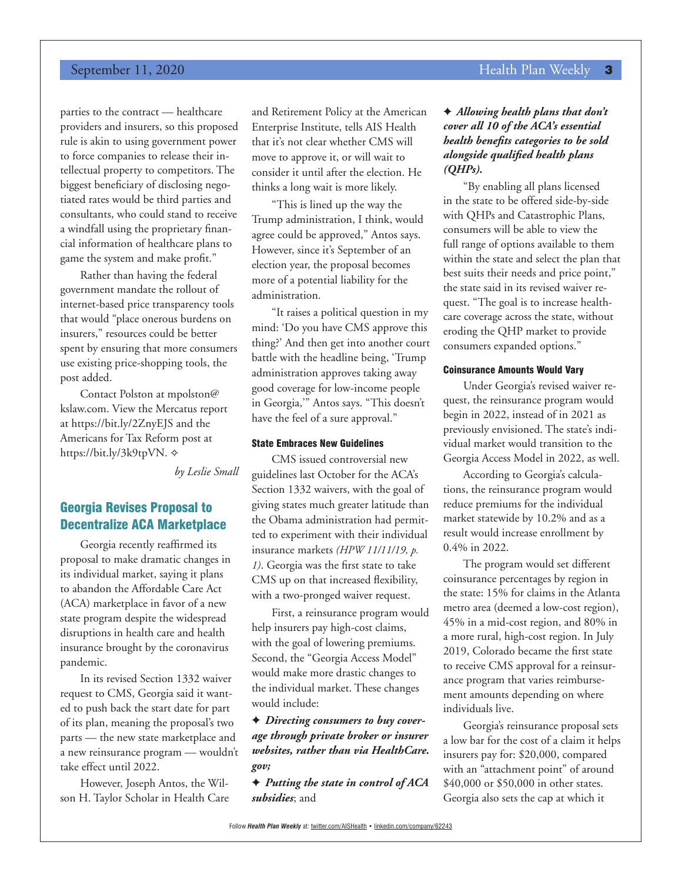parties to the contract — healthcare providers and insurers, so this proposed rule is akin to using government power to force companies to release their intellectual property to competitors. The biggest beneficiary of disclosing negotiated rates would be third parties and consultants, who could stand to receive a windfall using the proprietary financial information of healthcare plans to game the system and make profit."

Rather than having the federal government mandate the rollout of internet-based price transparency tools that would "place onerous burdens on insurers," resources could be better spent by ensuring that more consumers use existing price-shopping tools, the post added.

Contact Polston at mpolston@kslaw.com. View the Mercatus report at https://bit.ly/2ZnyEJS and the Americans for Tax Reform post at https://bit.ly/3k9tpVN. ✧

*by Leslie Small*

## Georgia Revises Proposal to Decentralize ACA Marketplace

Georgia recently reaffirmed its proposal to make dramatic changes in its individual market, saying it plans to abandon the Affordable Care Act (ACA) marketplace in favor of a new state program despite the widespread disruptions in health care and health insurance brought by the coronavirus pandemic.

In its revised Section 1332 waiver request to CMS, Georgia said it wanted to push back the start date for part of its plan, meaning the proposal's two parts — the new state marketplace and a new reinsurance program — wouldn't take effect until 2022.

However, Joseph Antos, the Wilson H. Taylor Scholar in Health Care and Retirement Policy at the American Enterprise Institute, tells AIS Health that it's not clear whether CMS will move to approve it, or will wait to consider it until after the election. He thinks a long wait is more likely.

"This is lined up the way the Trump administration, I think, would agree could be approved," Antos says. However, since it's September of an election year, the proposal becomes more of a potential liability for the administration.

"It raises a political question in my mind: 'Do you have CMS approve this thing?' And then get into another court battle with the headline being, 'Trump administration approves taking away good coverage for low-income people in Georgia,'" Antos says. "This doesn't have the feel of a sure approval."

### State Embraces New Guidelines

CMS issued controversial new guidelines last October for the ACA's Section 1332 waivers, with the goal of giving states much greater latitude than the Obama administration had permitted to experiment with their individual insurance markets *(HPW 11/11/19, p. 1)*. Georgia was the first state to take CMS up on that increased flexibility, with a two-pronged waiver request.

First, a reinsurance program would help insurers pay high-cost claims, with the goal of lowering premiums. Second, the "Georgia Access Model" would make more drastic changes to the individual market. These changes would include:

✦ ***Directing consumers to buy coverage through private broker or insurer websites, rather than via HealthCare.gov;***

✦ ***Putting the state in control of ACA subsidies***; and

✦ ***Allowing health plans that don't cover all 10 of the ACA's essential health benefits categories to be sold alongside qualified health plans (QHPs).***

"By enabling all plans licensed in the state to be offered side-by-side with QHPs and Catastrophic Plans, consumers will be able to view the full range of options available to them within the state and select the plan that best suits their needs and price point," the state said in its revised waiver request. "The goal is to increase healthcare coverage across the state, without eroding the QHP market to provide consumers expanded options."

### Coinsurance Amounts Would Vary

Under Georgia's revised waiver request, the reinsurance program would begin in 2022, instead of in 2021 as previously envisioned. The state's individual market would transition to the Georgia Access Model in 2022, as well.

According to Georgia's calculations, the reinsurance program would reduce premiums for the individual market statewide by 10.2% and as a result would increase enrollment by 0.4% in 2022.

The program would set different coinsurance percentages by region in the state: 15% for claims in the Atlanta metro area (deemed a low-cost region), 45% in a mid-cost region, and 80% in a more rural, high-cost region. In July 2019, Colorado became the first state to receive CMS approval for a reinsurance program that varies reimbursement amounts depending on where individuals live.

Georgia's reinsurance proposal sets a low bar for the cost of a claim it helps insurers pay for: $20,000, compared with an "attachment point" of around $40,000 or $50,000 in other states. Georgia also sets the cap at which it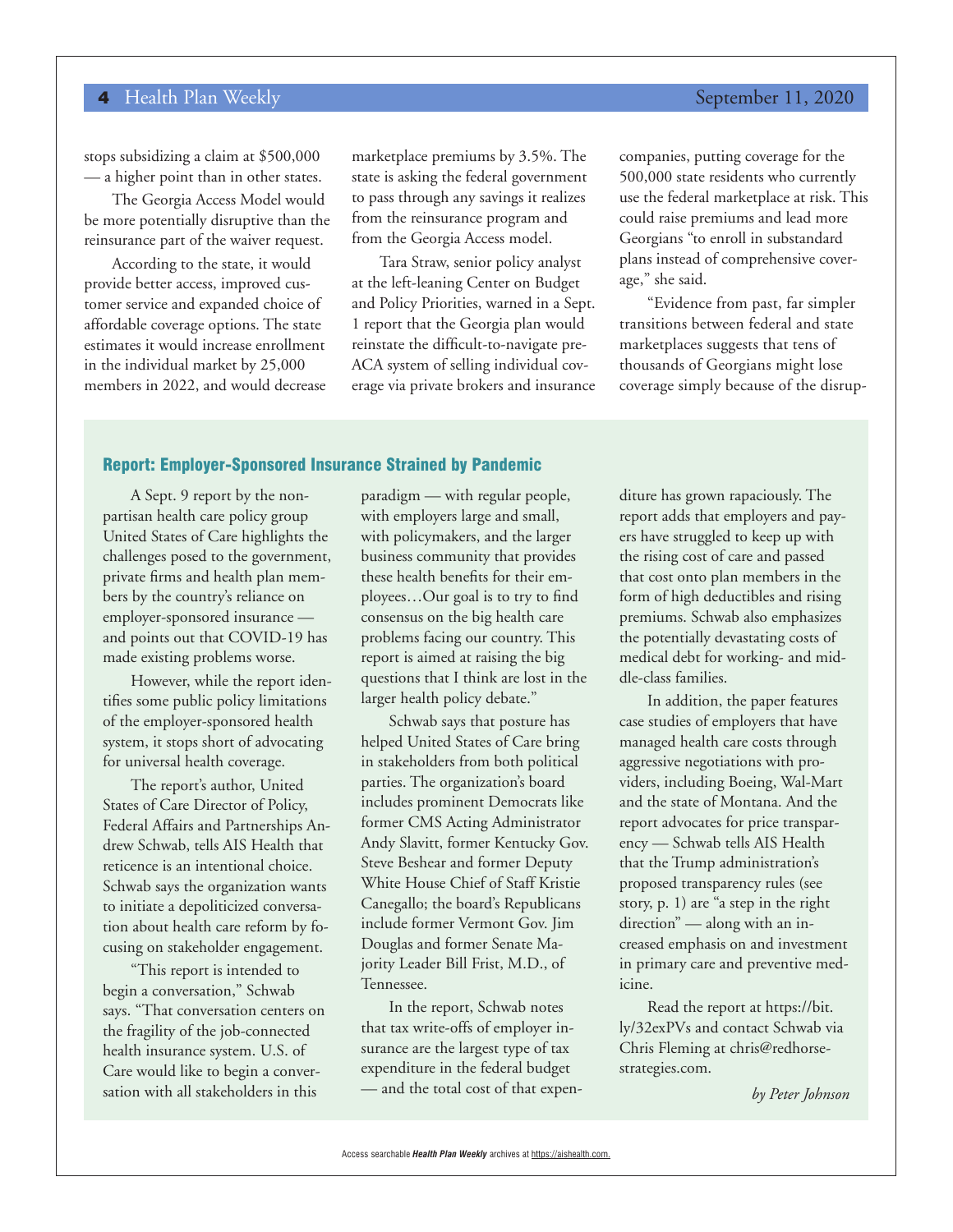stops subsidizing a claim at $500,000 — a higher point than in other states.

The Georgia Access Model would be more potentially disruptive than the reinsurance part of the waiver request.

According to the state, it would provide better access, improved customer service and expanded choice of affordable coverage options. The state estimates it would increase enrollment in the individual market by 25,000 members in 2022, and would decrease marketplace premiums by 3.5%. The state is asking the federal government to pass through any savings it realizes from the reinsurance program and from the Georgia Access model.

Tara Straw, senior policy analyst at the left-leaning Center on Budget and Policy Priorities, warned in a Sept. 1 report that the Georgia plan would reinstate the difficult-to-navigate pre-ACA system of selling individual coverage via private brokers and insurance companies, putting coverage for the 500,000 state residents who currently use the federal marketplace at risk. This could raise premiums and lead more Georgians "to enroll in substandard plans instead of comprehensive coverage," she said.

"Evidence from past, far simpler transitions between federal and state marketplaces suggests that tens of thousands of Georgians might lose coverage simply because of the disrup-

## Report: Employer-Sponsored Insurance Strained by Pandemic

A Sept. 9 report by the nonpartisan health care policy group United States of Care highlights the challenges posed to the government, private firms and health plan members by the country's reliance on employer-sponsored insurance — and points out that COVID-19 has made existing problems worse.

However, while the report identifies some public policy limitations of the employer-sponsored health system, it stops short of advocating for universal health coverage.

The report's author, United States of Care Director of Policy, Federal Affairs and Partnerships Andrew Schwab, tells AIS Health that reticence is an intentional choice. Schwab says the organization wants to initiate a depoliticized conversation about health care reform by focusing on stakeholder engagement.

"This report is intended to begin a conversation," Schwab says. "That conversation centers on the fragility of the job-connected health insurance system. U.S. of Care would like to begin a conversation with all stakeholders in this paradigm — with regular people, with employers large and small, with policymakers, and the larger business community that provides these health benefits for their employees…Our goal is to try to find consensus on the big health care problems facing our country. This report is aimed at raising the big questions that I think are lost in the larger health policy debate."

Schwab says that posture has helped United States of Care bring in stakeholders from both political parties. The organization's board includes prominent Democrats like former CMS Acting Administrator Andy Slavitt, former Kentucky Gov. Steve Beshear and former Deputy White House Chief of Staff Kristie Canegallo; the board's Republicans include former Vermont Gov. Jim Douglas and former Senate Majority Leader Bill Frist, M.D., of Tennessee.

In the report, Schwab notes that tax write-offs of employer insurance are the largest type of tax expenditure in the federal budget — and the total cost of that expenditure has grown rapaciously. The report adds that employers and payers have struggled to keep up with the rising cost of care and passed that cost onto plan members in the form of high deductibles and rising premiums. Schwab also emphasizes the potentially devastating costs of medical debt for working- and middle-class families.

In addition, the paper features case studies of employers that have managed health care costs through aggressive negotiations with providers, including Boeing, Wal-Mart and the state of Montana. And the report advocates for price transparency — Schwab tells AIS Health that the Trump administration's proposed transparency rules (see story, p. 1) are "a step in the right direction" — along with an increased emphasis on and investment in primary care and preventive medicine.

Read the report at https://bit.ly/32exPVs and contact Schwab via Chris Fleming at chris@redhorsestrategies.com.

*by Peter Johnson*

Access searchable ***Health Plan Weekly*** archives at https://aishealth.com.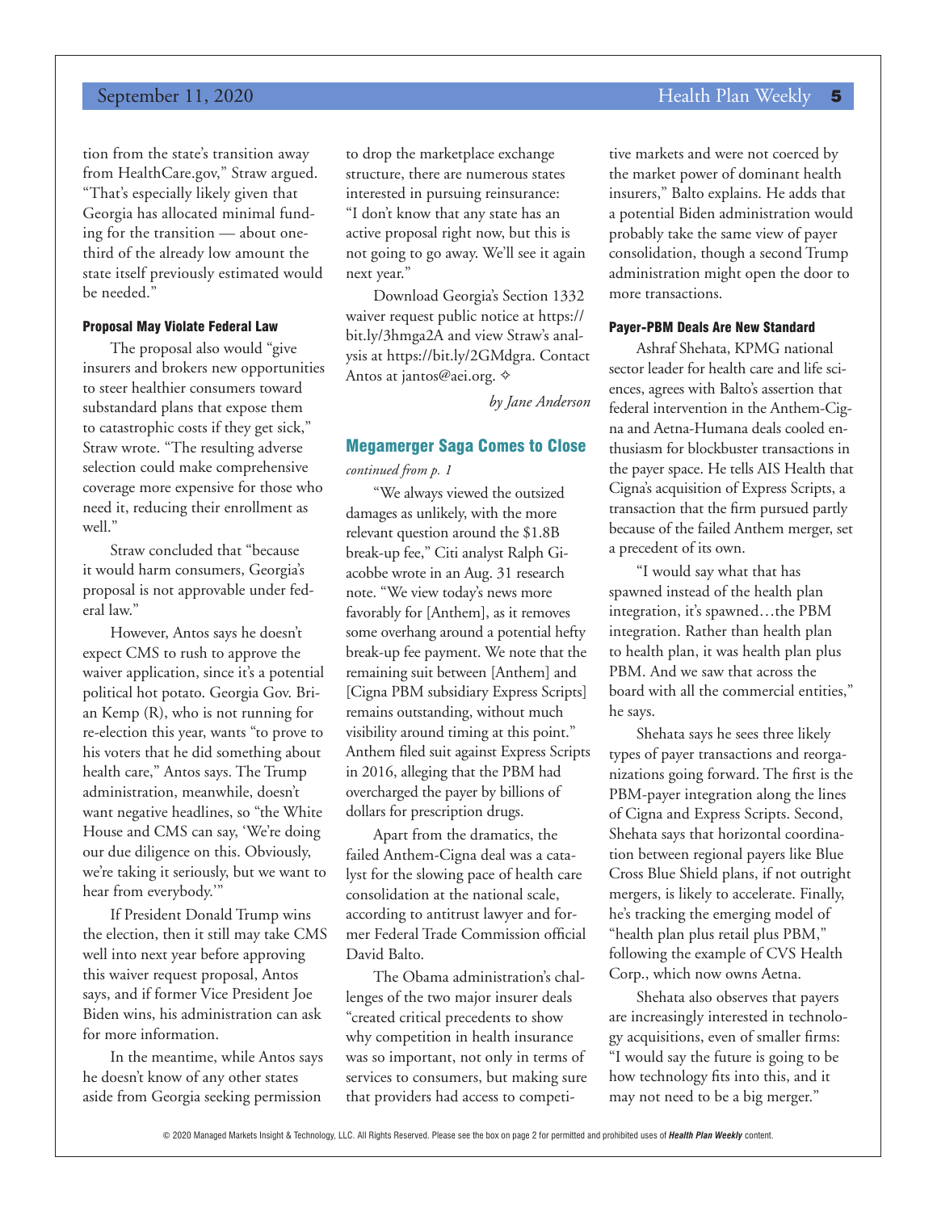tion from the state's transition away from HealthCare.gov," Straw argued. "That's especially likely given that Georgia has allocated minimal funding for the transition — about one-third of the already low amount the state itself previously estimated would be needed."

### Proposal May Violate Federal Law

The proposal also would "give insurers and brokers new opportunities to steer healthier consumers toward substandard plans that expose them to catastrophic costs if they get sick," Straw wrote. "The resulting adverse selection could make comprehensive coverage more expensive for those who need it, reducing their enrollment as well."

Straw concluded that "because it would harm consumers, Georgia's proposal is not approvable under federal law."

However, Antos says he doesn't expect CMS to rush to approve the waiver application, since it's a potential political hot potato. Georgia Gov. Brian Kemp (R), who is not running for re-election this year, wants "to prove to his voters that he did something about health care," Antos says. The Trump administration, meanwhile, doesn't want negative headlines, so "the White House and CMS can say, 'We're doing our due diligence on this. Obviously, we're taking it seriously, but we want to hear from everybody.'"

If President Donald Trump wins the election, then it still may take CMS well into next year before approving this waiver request proposal, Antos says, and if former Vice President Joe Biden wins, his administration can ask for more information.

In the meantime, while Antos says he doesn't know of any other states aside from Georgia seeking permission to drop the marketplace exchange structure, there are numerous states interested in pursuing reinsurance: "I don't know that any state has an active proposal right now, but this is not going to go away. We'll see it again next year."

Download Georgia's Section 1332 waiver request public notice at https://bit.ly/3hmga2A and view Straw's analysis at https://bit.ly/2GMdgra. Contact Antos at jantos@aei.org. ✧

*by Jane Anderson*

## Megamerger Saga Comes to Close

*continued from p. 1*

"We always viewed the outsized damages as unlikely, with the more relevant question around the $1.8B break-up fee," Citi analyst Ralph Giacobbe wrote in an Aug. 31 research note. "We view today's news more favorably for [Anthem], as it removes some overhang around a potential hefty break-up fee payment. We note that the remaining suit between [Anthem] and [Cigna PBM subsidiary Express Scripts] remains outstanding, without much visibility around timing at this point." Anthem filed suit against Express Scripts in 2016, alleging that the PBM had overcharged the payer by billions of dollars for prescription drugs.

Apart from the dramatics, the failed Anthem-Cigna deal was a catalyst for the slowing pace of health care consolidation at the national scale, according to antitrust lawyer and former Federal Trade Commission official David Balto.

The Obama administration's challenges of the two major insurer deals "created critical precedents to show why competition in health insurance was so important, not only in terms of services to consumers, but making sure that providers had access to competitive markets and were not coerced by the market power of dominant health insurers," Balto explains. He adds that a potential Biden administration would probably take the same view of payer consolidation, though a second Trump administration might open the door to more transactions.

### Payer-PBM Deals Are New Standard

Ashraf Shehata, KPMG national sector leader for health care and life sciences, agrees with Balto's assertion that federal intervention in the Anthem-Cigna and Aetna-Humana deals cooled enthusiasm for blockbuster transactions in the payer space. He tells AIS Health that Cigna's acquisition of Express Scripts, a transaction that the firm pursued partly because of the failed Anthem merger, set a precedent of its own.

"I would say what that has spawned instead of the health plan integration, it's spawned…the PBM integration. Rather than health plan to health plan, it was health plan plus PBM. And we saw that across the board with all the commercial entities," he says.

Shehata says he sees three likely types of payer transactions and reorganizations going forward. The first is the PBM-payer integration along the lines of Cigna and Express Scripts. Second, Shehata says that horizontal coordination between regional payers like Blue Cross Blue Shield plans, if not outright mergers, is likely to accelerate. Finally, he's tracking the emerging model of "health plan plus retail plus PBM," following the example of CVS Health Corp., which now owns Aetna.

Shehata also observes that payers are increasingly interested in technology acquisitions, even of smaller firms: "I would say the future is going to be how technology fits into this, and it may not need to be a big merger."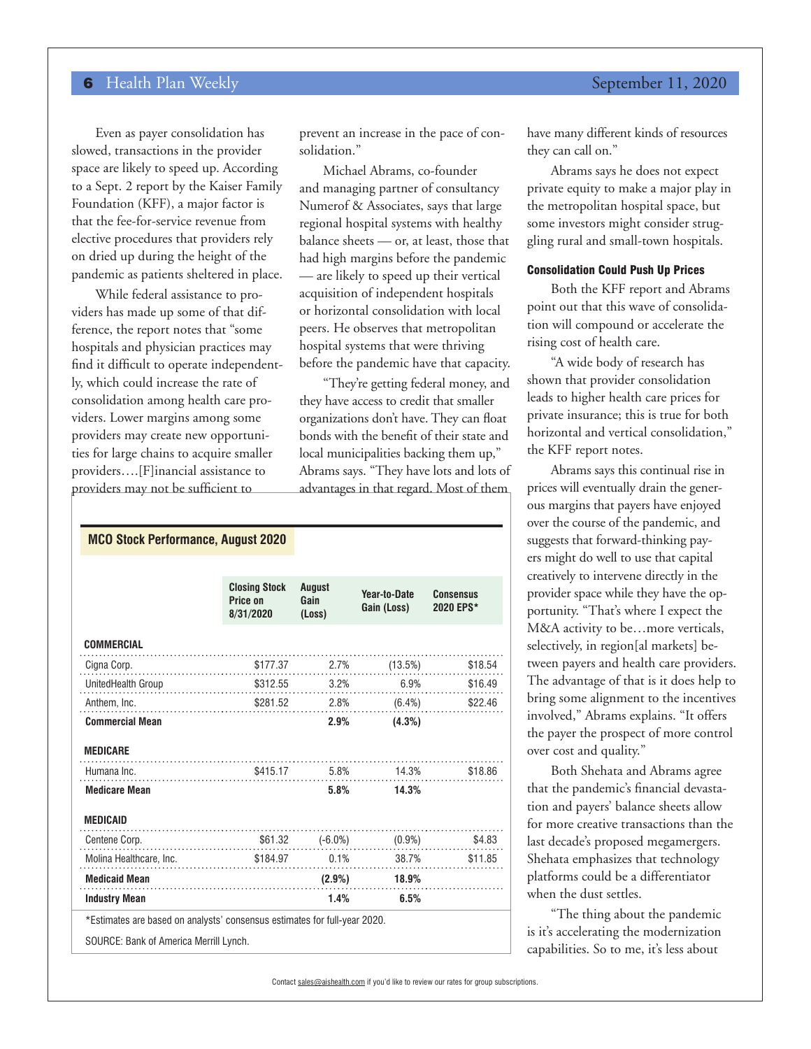Even as payer consolidation has slowed, transactions in the provider space are likely to speed up. According to a Sept. 2 report by the Kaiser Family Foundation (KFF), a major factor is that the fee-for-service revenue from elective procedures that providers rely on dried up during the height of the pandemic as patients sheltered in place.

While federal assistance to providers has made up some of that difference, the report notes that "some hospitals and physician practices may find it difficult to operate independently, which could increase the rate of consolidation among health care providers. Lower margins among some providers may create new opportunities for large chains to acquire smaller providers….[F]inancial assistance to providers may not be sufficient to prevent an increase in the pace of consolidation."

Michael Abrams, co-founder and managing partner of consultancy Numerof & Associates, says that large regional hospital systems with healthy balance sheets — or, at least, those that had high margins before the pandemic — are likely to speed up their vertical acquisition of independent hospitals or horizontal consolidation with local peers. He observes that metropolitan hospital systems that were thriving before the pandemic have that capacity.

"They're getting federal money, and they have access to credit that smaller organizations don't have. They can float bonds with the benefit of their state and local municipalities backing them up," Abrams says. "They have lots and lots of advantages in that regard. Most of them have many different kinds of resources they can call on."

Abrams says he does not expect private equity to make a major play in the metropolitan hospital space, but some investors might consider struggling rural and small-town hospitals.

### Consolidation Could Push Up Prices

Both the KFF report and Abrams point out that this wave of consolidation will compound or accelerate the rising cost of health care.

"A wide body of research has shown that provider consolidation leads to higher health care prices for private insurance; this is true for both horizontal and vertical consolidation," the KFF report notes.

Abrams says this continual rise in prices will eventually drain the generous margins that payers have enjoyed over the course of the pandemic, and suggests that forward-thinking payers might do well to use that capital creatively to intervene directly in the provider space while they have the opportunity. "That's where I expect the M&A activity to be…more verticals, selectively, in region[al markets] between payers and health care providers. The advantage of that is it does help to bring some alignment to the incentives involved," Abrams explains. "It offers the payer the prospect of more control over cost and quality."

Both Shehata and Abrams agree that the pandemic's financial devastation and payers' balance sheets allow for more creative transactions than the last decade's proposed megamergers. Shehata emphasizes that technology platforms could be a differentiator when the dust settles.

"The thing about the pandemic is it's accelerating the modernization capabilities. So to me, it's less about

**MCO Stock Performance, August 2020**

| | Closing Stock Price on 8/31/2020 | August Gain (Loss) | Year-to-Date Gain (Loss) | Consensus 2020 EPS* |
|---|---|---|---|---|
| **COMMERCIAL** | | | | |
| Cigna Corp. | $177.37 | 2.7% | (13.5%) | $18.54 |
| UnitedHealth Group | $312.55 | 3.2% | 6.9% | $16.49 |
| Anthem, Inc. | $281.52 | 2.8% | (6.4%) | $22.46 |
| **Commercial Mean** | | **2.9%** | **(4.3%)** | |
| **MEDICARE** | | | | |
| Humana Inc. | $415.17 | 5.8% | 14.3% | $18.86 |
| **Medicare Mean** | | **5.8%** | **14.3%** | |
| **MEDICAID** | | | | |
| Centene Corp. | $61.32 | (-6.0%) | (0.9%) | $4.83 |
| Molina Healthcare, Inc. | $184.97 | 0.1% | 38.7% | $11.85 |
| **Medicaid Mean** | | **(2.9%)** | **18.9%** | |
| **Industry Mean** | | **1.4%** | **6.5%** | |

*Estimates are based on analysts' consensus estimates for full-year 2020.

SOURCE: Bank of America Merrill Lynch.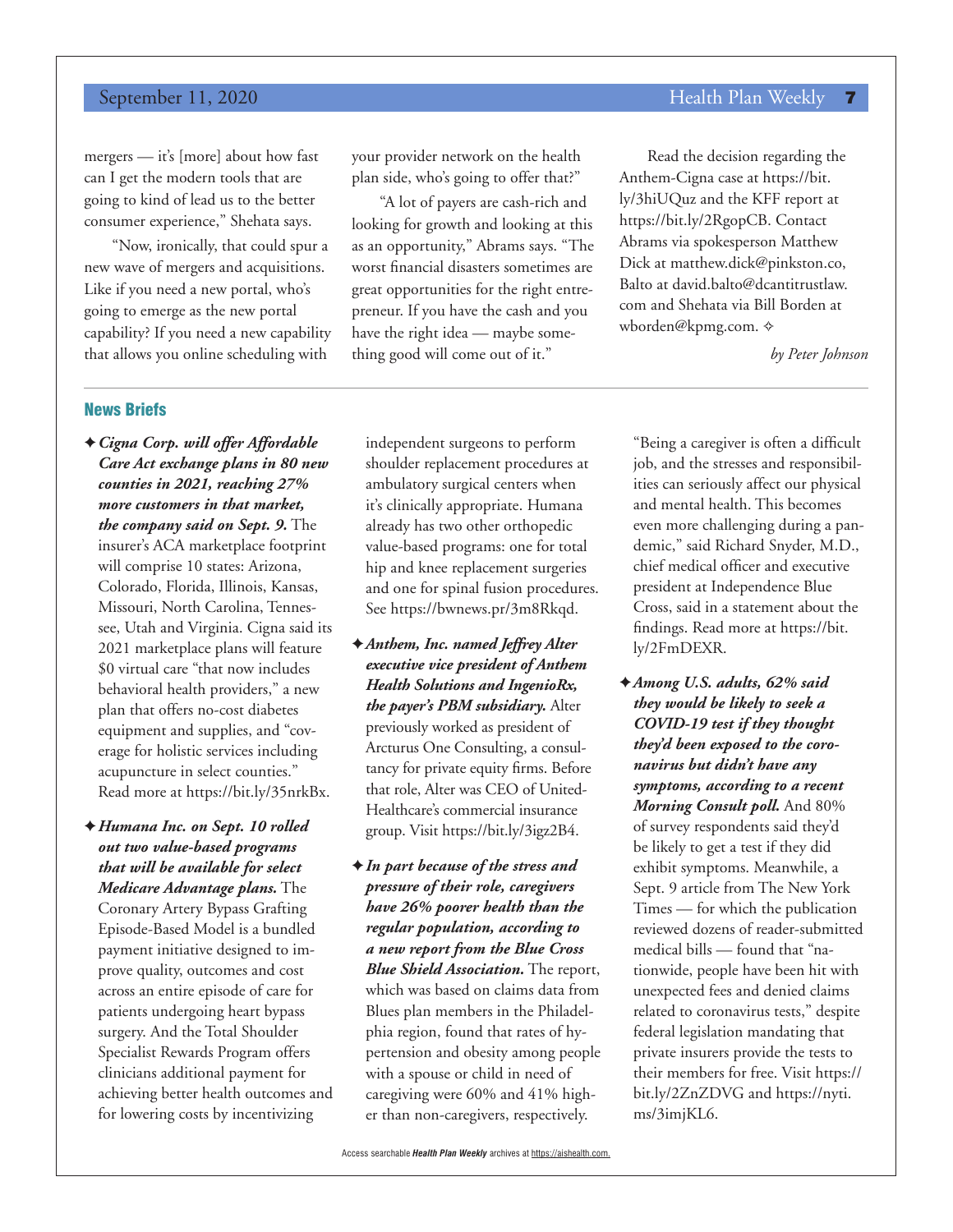mergers — it's [more] about how fast can I get the modern tools that are going to kind of lead us to the better consumer experience," Shehata says.

"Now, ironically, that could spur a new wave of mergers and acquisitions. Like if you need a new portal, who's going to emerge as the new portal capability? If you need a new capability that allows you online scheduling with your provider network on the health plan side, who's going to offer that?"

"A lot of payers are cash-rich and looking for growth and looking at this as an opportunity," Abrams says. "The worst financial disasters sometimes are great opportunities for the right entrepreneur. If you have the cash and you have the right idea — maybe something good will come out of it."

Read the decision regarding the Anthem-Cigna case at https://bit.ly/3hiUQuz and the KFF report at https://bit.ly/2RgopCB. Contact Abrams via spokesperson Matthew Dick at matthew.dick@pinkston.co, Balto at david.balto@dcantitrustlaw.com and Shehata via Bill Borden at wborden@kpmg.com. ✧

*by Peter Johnson*

## News Briefs

✦ ***Cigna Corp. will offer Affordable Care Act exchange plans in 80 new counties in 2021, reaching 27% more customers in that market, the company said on Sept. 9.*** The insurer's ACA marketplace footprint will comprise 10 states: Arizona, Colorado, Florida, Illinois, Kansas, Missouri, North Carolina, Tennessee, Utah and Virginia. Cigna said its 2021 marketplace plans will feature $0 virtual care "that now includes behavioral health providers," a new plan that offers no-cost diabetes equipment and supplies, and "coverage for holistic services including acupuncture in select counties." Read more at https://bit.ly/35nrkBx.

✦ ***Humana Inc. on Sept. 10 rolled out two value-based programs that will be available for select Medicare Advantage plans.*** The Coronary Artery Bypass Grafting Episode-Based Model is a bundled payment initiative designed to improve quality, outcomes and cost across an entire episode of care for patients undergoing heart bypass surgery. And the Total Shoulder Specialist Rewards Program offers clinicians additional payment for achieving better health outcomes and for lowering costs by incentivizing independent surgeons to perform shoulder replacement procedures at ambulatory surgical centers when it's clinically appropriate. Humana already has two other orthopedic value-based programs: one for total hip and knee replacement surgeries and one for spinal fusion procedures. See https://bwnews.pr/3m8Rkqd.

✦ ***Anthem, Inc. named Jeffrey Alter executive vice president of Anthem Health Solutions and IngenioRx, the payer's PBM subsidiary.*** Alter previously worked as president of Arcturus One Consulting, a consultancy for private equity firms. Before that role, Alter was CEO of UnitedHealthcare's commercial insurance group. Visit https://bit.ly/3igz2B4.

✦ ***In part because of the stress and pressure of their role, caregivers have 26% poorer health than the regular population, according to a new report from the Blue Cross Blue Shield Association.*** The report, which was based on claims data from Blues plan members in the Philadelphia region, found that rates of hypertension and obesity among people with a spouse or child in need of caregiving were 60% and 41% higher than non-caregivers, respectively. "Being a caregiver is often a difficult job, and the stresses and responsibilities can seriously affect our physical and mental health. This becomes even more challenging during a pandemic," said Richard Snyder, M.D., chief medical officer and executive president at Independence Blue Cross, said in a statement about the findings. Read more at https://bit.ly/2FmDEXR.

✦ ***Among U.S. adults, 62% said they would be likely to seek a COVID-19 test if they thought they'd been exposed to the coronavirus but didn't have any symptoms, according to a recent Morning Consult poll.*** And 80% of survey respondents said they'd be likely to get a test if they did exhibit symptoms. Meanwhile, a Sept. 9 article from The New York Times — for which the publication reviewed dozens of reader-submitted medical bills — found that "nationwide, people have been hit with unexpected fees and denied claims related to coronavirus tests," despite federal legislation mandating that private insurers provide the tests to their members for free. Visit https://bit.ly/2ZnZDVG and https://nyti.ms/3imjKL6.

Access searchable ***Health Plan Weekly*** archives at https://aishealth.com.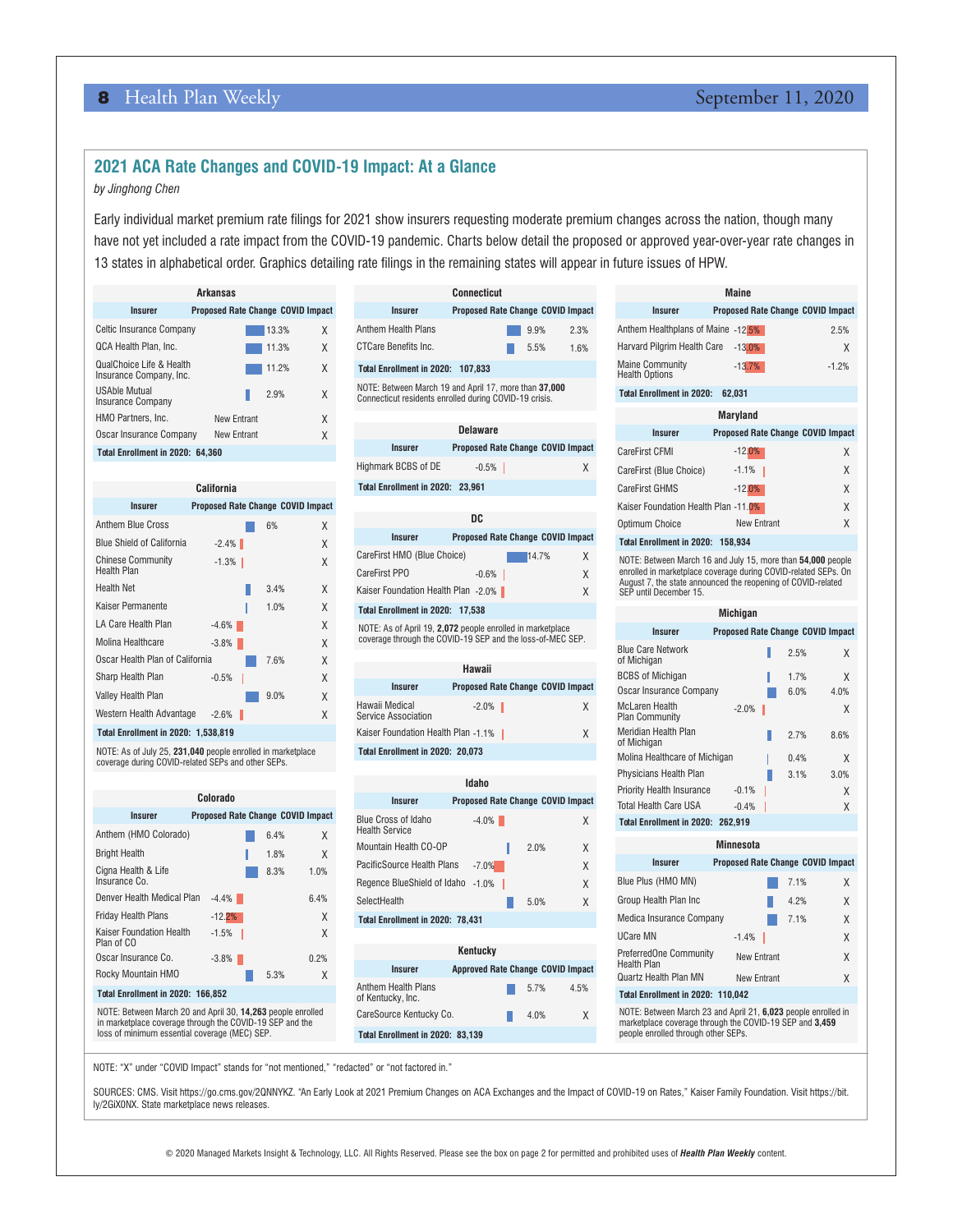## 2021 ACA Rate Changes and COVID-19 Impact: At a Glance

*by Jinghong Chen*

Early individual market premium rate filings for 2021 show insurers requesting moderate premium changes across the nation, though many have not yet included a rate impact from the COVID-19 pandemic. Charts below detail the proposed or approved year-over-year rate changes in 13 states in alphabetical order. Graphics detailing rate filings in the remaining states will appear in future issues of HPW.

### Arkansas

| Insurer | Proposed Rate Change | COVID Impact |
|---|---|---|
| Celtic Insurance Company | 13.3% | X |
| QCA Health Plan, Inc. | 11.3% | X |
| QualChoice Life & Health Insurance Company, Inc. | 11.2% | X |
| USAble Mutual Insurance Company | 2.9% | X |
| HMO Partners, Inc. | New Entrant | X |
| Oscar Insurance Company | New Entrant | X |

**Total Enrollment in 2020: 64,360**

### California

| Insurer | Proposed Rate Change | COVID Impact |
|---|---|---|
| Anthem Blue Cross | 6% | X |
| Blue Shield of California | -2.4% | X |
| Chinese Community Health Plan | -1.3% | X |
| Health Net | 3.4% | X |
| Kaiser Permanente | 1.0% | X |
| LA Care Health Plan | -4.6% | X |
| Molina Healthcare | -3.8% | X |
| Oscar Health Plan of California | 7.6% | X |
| Sharp Health Plan | -0.5% | X |
| Valley Health Plan | 9.0% | X |
| Western Health Advantage | -2.6% | X |

**Total Enrollment in 2020: 1,538,819**

NOTE: As of July 25, **231,040** people enrolled in marketplace coverage during COVID-related SEPs and other SEPs.

### Colorado

| Insurer | Proposed Rate Change | COVID Impact |
|---|---|---|
| Anthem (HMO Colorado) | 6.4% | X |
| Bright Health | 1.8% | X |
| Cigna Health & Life Insurance Co. | 8.3% | 1.0% |
| Denver Health Medical Plan | -4.4% | 6.4% |
| Friday Health Plans | -12.2% | X |
| Kaiser Foundation Health Plan of CO | -1.5% | X |
| Oscar Insurance Co. | -3.8% | 0.2% |
| Rocky Mountain HMO | 5.3% | X |

**Total Enrollment in 2020: 166,852**

NOTE: Between March 20 and April 30, **14,263** people enrolled in marketplace coverage through the COVID-19 SEP and the loss of minimum essential coverage (MEC) SEP.

### Connecticut

| Insurer | Proposed Rate Change | COVID Impact |
|---|---|---|
| Anthem Health Plans | 9.9% | 2.3% |
| CTCare Benefits Inc. | 5.5% | 1.6% |

**Total Enrollment in 2020: 107,833**

NOTE: Between March 19 and April 17, more than **37,000** Connecticut residents enrolled during COVID-19 crisis.

### Delaware

| Insurer | Proposed Rate Change | COVID Impact |
|---|---|---|
| Highmark BCBS of DE | -0.5% | X |

**Total Enrollment in 2020: 23,961**

### DC

| Insurer | Proposed Rate Change | COVID Impact |
|---|---|---|
| CareFirst HMO (Blue Choice) | 14.7% | X |
| CareFirst PPO | -0.6% | X |
| Kaiser Foundation Health Plan | -2.0% | X |

**Total Enrollment in 2020: 17,538**

NOTE: As of April 19, **2,072** people enrolled in marketplace coverage through the COVID-19 SEP and the loss-of-MEC SEP.

### Hawaii

| Insurer | Proposed Rate Change | COVID Impact |
|---|---|---|
| Hawaii Medical Service Association | -2.0% | X |
| Kaiser Foundation Health Plan | -1.1% | X |

**Total Enrollment in 2020: 20,073**

### Idaho

| Insurer | Proposed Rate Change | COVID Impact |
|---|---|---|
| Blue Cross of Idaho Health Service | -4.0% | X |
| Mountain Health CO-OP | 2.0% | X |
| PacificSource Health Plans | -7.0% | X |
| Regence BlueShield of Idaho | -1.0% | X |
| SelectHealth | 5.0% | X |

**Total Enrollment in 2020: 78,431**

### Kentucky

| Insurer | Approved Rate Change | COVID Impact |
|---|---|---|
| Anthem Health Plans of Kentucky, Inc. | 5.7% | 4.5% |
| CareSource Kentucky Co. | 4.0% | X |

**Total Enrollment in 2020: 83,139**

### Maine

| Insurer | Proposed Rate Change | COVID Impact |
|---|---|---|
| Anthem Healthplans of Maine | -12.5% | 2.5% |
| Harvard Pilgrim Health Care | -13.0% | X |
| Maine Community Health Options | -13.7% | -1.2% |

**Total Enrollment in 2020: 62,031**

### Maryland

| Insurer | Proposed Rate Change | COVID Impact |
|---|---|---|
| CareFirst CFMI | -12.0% | X |
| CareFirst (Blue Choice) | -1.1% | X |
| CareFirst GHMS | -12.0% | X |
| Kaiser Foundation Health Plan | -11.0% | X |
| Optimum Choice | New Entrant | X |

**Total Enrollment in 2020: 158,934**

NOTE: Between March 16 and July 15, more than **54,000** people enrolled in marketplace coverage during COVID-related SEPs. On August 7, the state announced the reopening of COVID-related SEP until December 15.

### Michigan

| Insurer | Proposed Rate Change | COVID Impact |
|---|---|---|
| Blue Care Network of Michigan | 2.5% | X |
| BCBS of Michigan | 1.7% | X |
| Oscar Insurance Company | 6.0% | 4.0% |
| McLaren Health Plan Community | -2.0% | X |
| Meridian Health Plan of Michigan | 2.7% | 8.6% |
| Molina Healthcare of Michigan | 0.4% | X |
| Physicians Health Plan | 3.1% | 3.0% |
| Priority Health Insurance | -0.1% | X |
| Total Health Care USA | -0.4% | X |

**Total Enrollment in 2020: 262,919**

### Minnesota

| Insurer | Proposed Rate Change | COVID Impact |
|---|---|---|
| Blue Plus (HMO MN) | 7.1% | X |
| Group Health Plan Inc | 4.2% | X |
| Medica Insurance Company | 7.1% | X |
| UCare MN | -1.4% | X |
| PreferredOne Community Health Plan | New Entrant | X |
| Quartz Health Plan MN | New Entrant | X |

**Total Enrollment in 2020: 110,042**

NOTE: Between March 23 and April 21, **6,023** people enrolled in marketplace coverage through the COVID-19 SEP and **3,459** people enrolled through other SEPs.

NOTE: "X" under "COVID Impact" stands for "not mentioned," "redacted" or "not factored in."

SOURCES: CMS. Visit https://go.cms.gov/2QNNYKZ. "An Early Look at 2021 Premium Changes on ACA Exchanges and the Impact of COVID-19 on Rates," Kaiser Family Foundation. Visit https://bit.ly/2GiX0NX. State marketplace news releases.